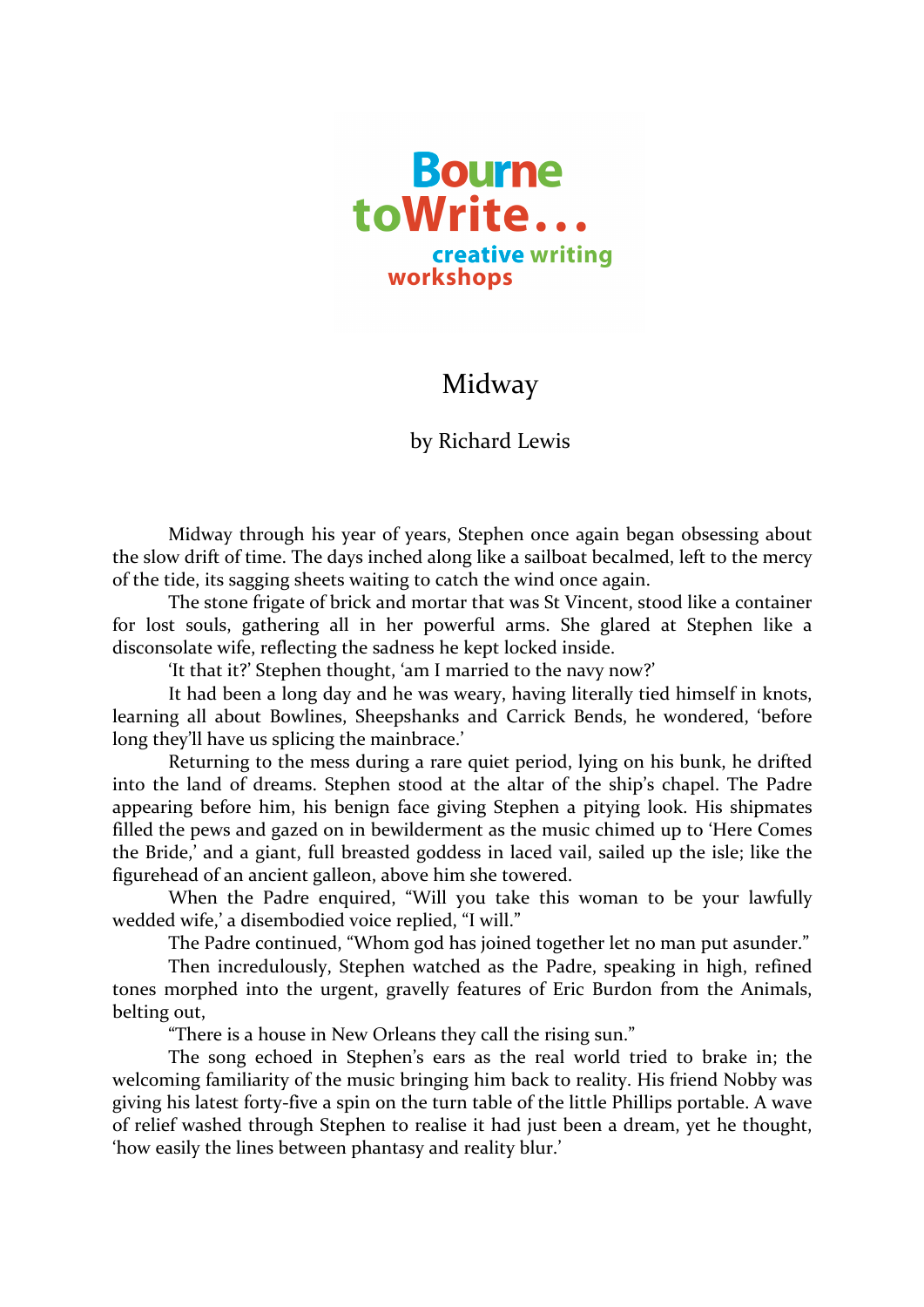Bourne toWrite... creative writing workshops

# Midway

by Richard Lewis

Midway through his year of years, Stephen once again began obsessing about the slow drift of time. The days inched along like a sailboat becalmed, left to the mercy of the tide, its sagging sheets waiting to catch the wind once again.

The stone frigate of brick and mortar that was St Vincent, stood like a container for lost souls, gathering all in her powerful arms. She glared at Stephen like a disconsolate wife, reflecting the sadness he kept locked inside.

'It that it?' Stephen thought, 'am I married to the navy now?'

It had been a long day and he was weary, having literally tied himself in knots, learning all about Bowlines, Sheepshanks and Carrick Bends, he wondered, 'before long they'll have us splicing the mainbrace.'

Returning to the mess during a rare quiet period, lying on his bunk, he drifted into the land of dreams. Stephen stood at the altar of the ship's chapel. The Padre appearing before him, his benign face giving Stephen a pitying look. His shipmates filled the pews and gazed on in bewilderment as the music chimed up to 'Here Comes the Bride,' and a giant, full breasted goddess in laced vail, sailed up the isle; like the figurehead of an ancient galleon, above him she towered.

When the Padre enquired, "Will you take this woman to be your lawfully wedded wife,' a disembodied voice replied, "I will."

The Padre continued, "Whom god has joined together let no man put asunder."

Then incredulously, Stephen watched as the Padre, speaking in high, refined tones morphed into the urgent, gravelly features of Eric Burdon from the Animals, belting out,

"There is a house in New Orleans they call the rising sun."

The song echoed in Stephen's ears as the real world tried to brake in; the welcoming familiarity of the music bringing him back to reality. His friend Nobby was giving his latest forty-five a spin on the turn table of the little Phillips portable. A wave of relief washed through Stephen to realise it had just been a dream, yet he thought, 'how easily the lines between phantasy and reality blur.'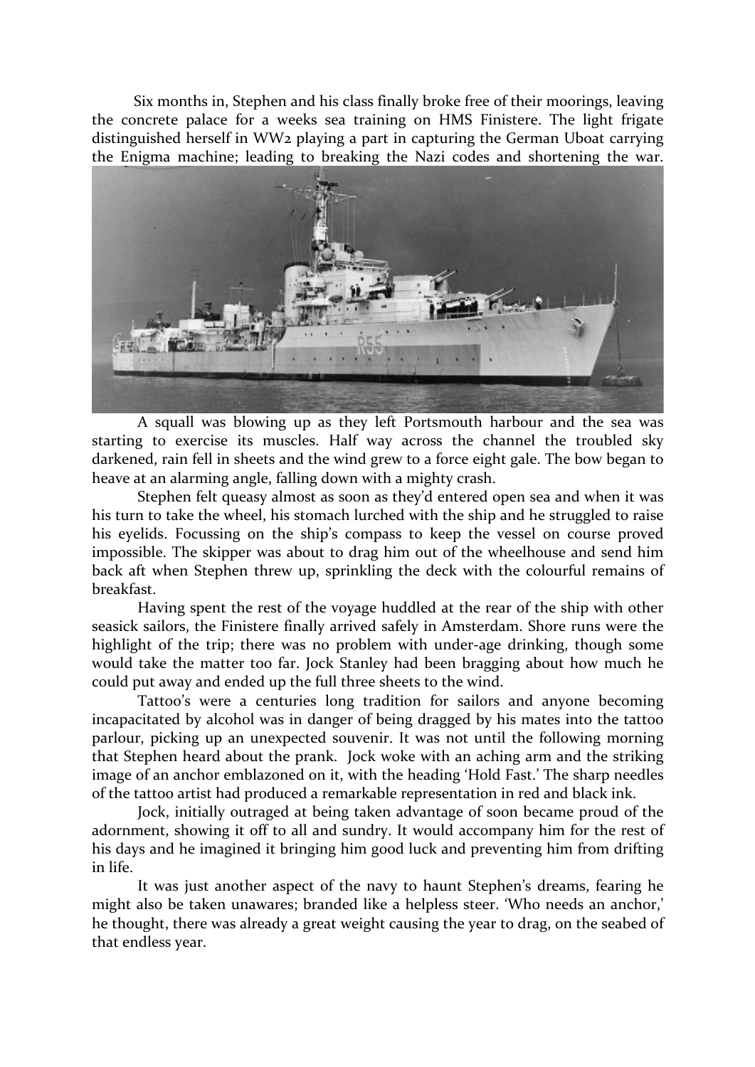Six months in, Stephen and his class finally broke free of their moorings, leaving the concrete palace for a weeks sea training on HMS Finistere. The light frigate distinguished herself in WW2 playing a part in capturing the German Uboat carrying the Enigma machine; leading to breaking the Nazi codes and shortening the war.

A squall was blowing up as they left Portsmouth harbour and the sea was starting to exercise its muscles. Half way across the channel the troubled sky darkened, rain fell in sheets and the wind grew to a force eight gale. The bow began to heave at an alarming angle, falling down with a mighty crash.

Stephen felt queasy almost as soon as they'd entered open sea and when it was his turn to take the wheel, his stomach lurched with the ship and he struggled to raise his eyelids. Focussing on the ship's compass to keep the vessel on course proved impossible. The skipper was about to drag him out of the wheelhouse and send him back aft when Stephen threw up, sprinkling the deck with the colourful remains of breakfast.

Having spent the rest of the voyage huddled at the rear of the ship with other seasick sailors, the Finistere finally arrived safely in Amsterdam. Shore runs were the highlight of the trip; there was no problem with under-age drinking, though some would take the matter too far. Jock Stanley had been bragging about how much he could put away and ended up the full three sheets to the wind.

Tattoo's were a centuries long tradition for sailors and anyone becoming incapacitated by alcohol was in danger of being dragged by his mates into the tattoo parlour, picking up an unexpected souvenir. It was not until the following morning that Stephen heard about the prank. Jock woke with an aching arm and the striking image of an anchor emblazoned on it, with the heading 'Hold Fast.' The sharp needles of the tattoo artist had produced a remarkable representation in red and black ink.

Jock, initially outraged at being taken advantage of soon became proud of the adornment, showing it off to all and sundry. It would accompany him for the rest of his days and he imagined it bringing him good luck and preventing him from drifting in life.

It was just another aspect of the navy to haunt Stephen's dreams, fearing he might also be taken unawares; branded like a helpless steer. 'Who needs an anchor,' he thought, there was already a great weight causing the year to drag, on the seabed of that endless year.